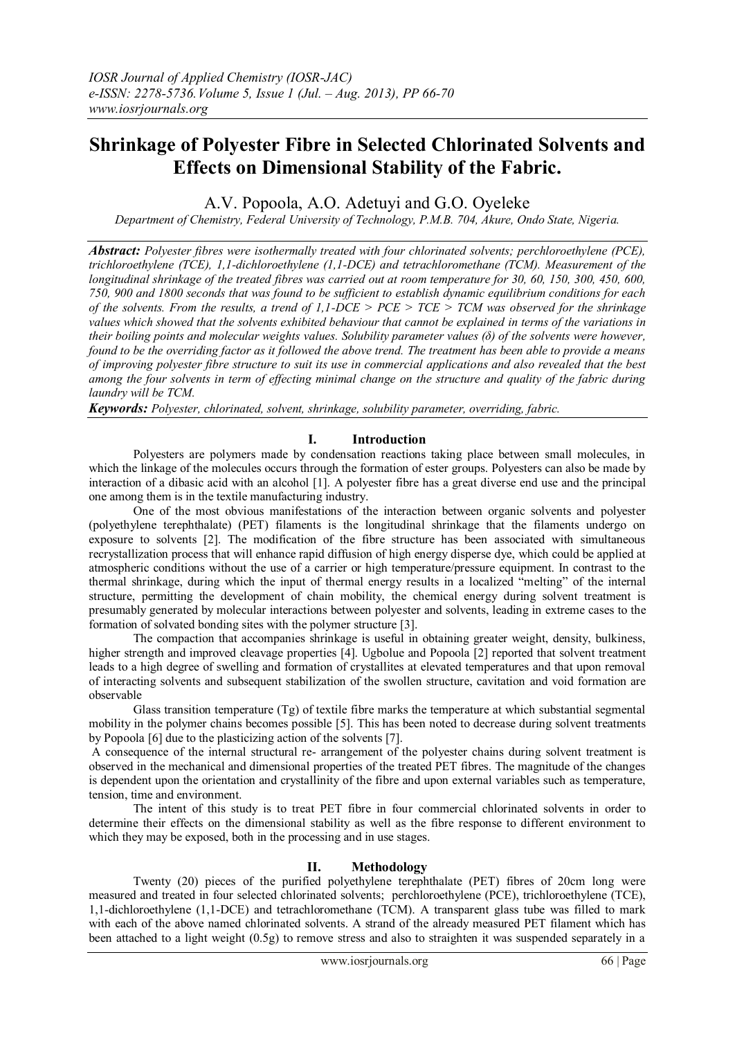# Shrinkage of Polyester Fibre in Selected Chlorinated Solvents and Effects on Dimensional Stability of the Fabric.

A.V. Popoola, A.O. Adetuyi and G.O. Oyeleke

*Department of Chemistry, Federal University of Technology, P.M.B. 704, Akure, Ondo State, Nigeria.*

***Abstract:*** *Polyester fibres were isothermally treated with four chlorinated solvents; perchloroethylene (PCE), trichloroethylene (TCE), 1,1-dichloroethylene (1,1-DCE) and tetrachloromethane (TCM). Measurement of the longitudinal shrinkage of the treated fibres was carried out at room temperature for 30, 60, 150, 300, 450, 600, 750, 900 and 1800 seconds that was found to be sufficient to establish dynamic equilibrium conditions for each of the solvents. From the results, a trend of 1,1-DCE > PCE > TCE > TCM was observed for the shrinkage values which showed that the solvents exhibited behaviour that cannot be explained in terms of the variations in their boiling points and molecular weights values. Solubility parameter values (δ) of the solvents were however, found to be the overriding factor as it followed the above trend. The treatment has been able to provide a means of improving polyester fibre structure to suit its use in commercial applications and also revealed that the best among the four solvents in term of effecting minimal change on the structure and quality of the fabric during laundry will be TCM.*

***Keywords:*** *Polyester, chlorinated, solvent, shrinkage, solubility parameter, overriding, fabric.*

## I. Introduction

Polyesters are polymers made by condensation reactions taking place between small molecules, in which the linkage of the molecules occurs through the formation of ester groups. Polyesters can also be made by interaction of a dibasic acid with an alcohol [1]. A polyester fibre has a great diverse end use and the principal one among them is in the textile manufacturing industry.

One of the most obvious manifestations of the interaction between organic solvents and polyester (polyethylene terephthalate) (PET) filaments is the longitudinal shrinkage that the filaments undergo on exposure to solvents [2]. The modification of the fibre structure has been associated with simultaneous recrystallization process that will enhance rapid diffusion of high energy disperse dye, which could be applied at atmospheric conditions without the use of a carrier or high temperature/pressure equipment. In contrast to the thermal shrinkage, during which the input of thermal energy results in a localized "melting" of the internal structure, permitting the development of chain mobility, the chemical energy during solvent treatment is presumably generated by molecular interactions between polyester and solvents, leading in extreme cases to the formation of solvated bonding sites with the polymer structure [3].

The compaction that accompanies shrinkage is useful in obtaining greater weight, density, bulkiness, higher strength and improved cleavage properties [4]. Ugbolue and Popoola [2] reported that solvent treatment leads to a high degree of swelling and formation of crystallites at elevated temperatures and that upon removal of interacting solvents and subsequent stabilization of the swollen structure, cavitation and void formation are observable

Glass transition temperature (Tg) of textile fibre marks the temperature at which substantial segmental mobility in the polymer chains becomes possible [5]. This has been noted to decrease during solvent treatments by Popoola [6] due to the plasticizing action of the solvents [7].

A consequence of the internal structural re- arrangement of the polyester chains during solvent treatment is observed in the mechanical and dimensional properties of the treated PET fibres. The magnitude of the changes is dependent upon the orientation and crystallinity of the fibre and upon external variables such as temperature, tension, time and environment.

The intent of this study is to treat PET fibre in four commercial chlorinated solvents in order to determine their effects on the dimensional stability as well as the fibre response to different environment to which they may be exposed, both in the processing and in use stages.

## II. Methodology

Twenty (20) pieces of the purified polyethylene terephthalate (PET) fibres of 20cm long were measured and treated in four selected chlorinated solvents; perchloroethylene (PCE), trichloroethylene (TCE), 1,1-dichloroethylene (1,1-DCE) and tetrachloromethane (TCM). A transparent glass tube was filled to mark with each of the above named chlorinated solvents. A strand of the already measured PET filament which has been attached to a light weight (0.5g) to remove stress and also to straighten it was suspended separately in a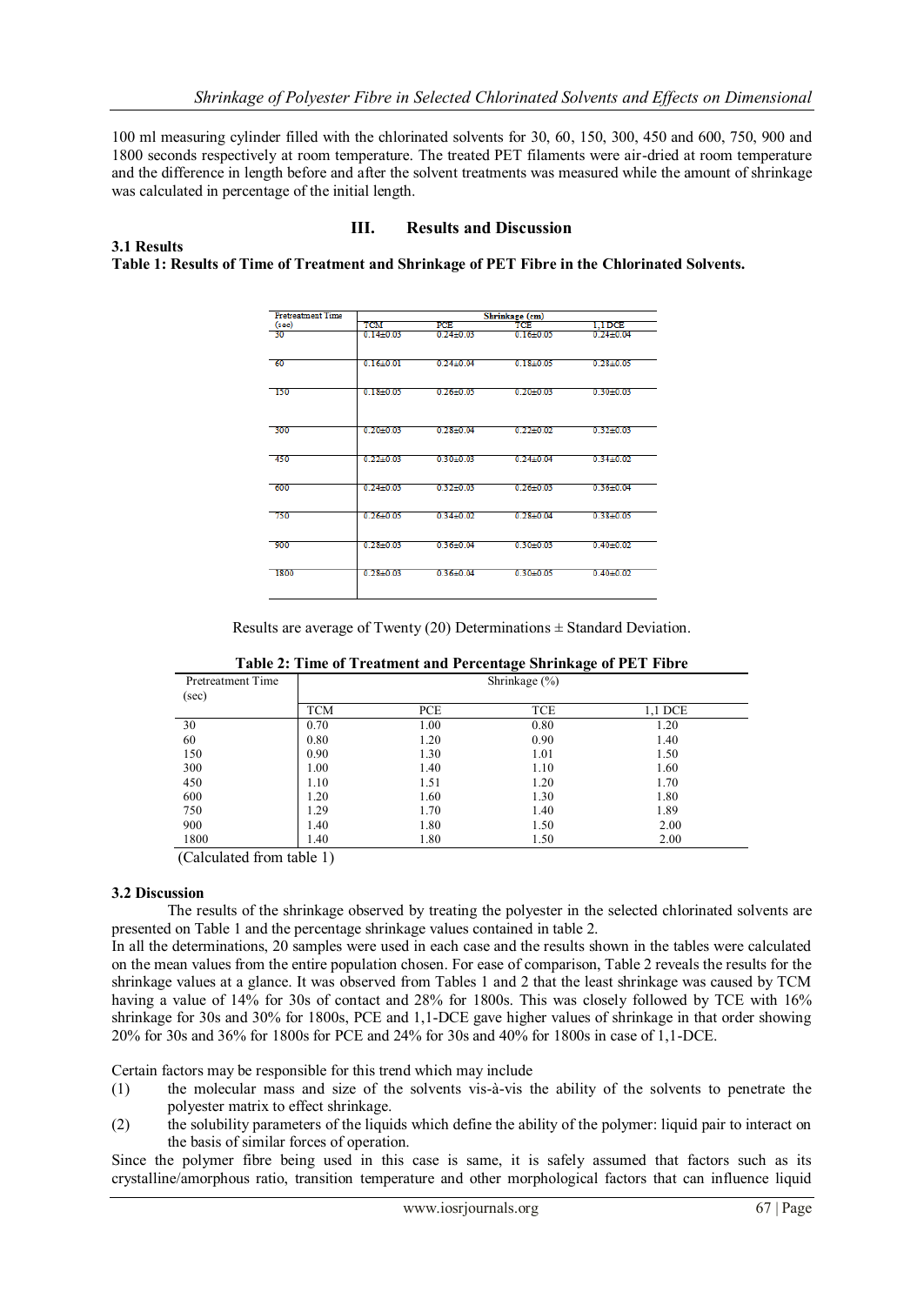100 ml measuring cylinder filled with the chlorinated solvents for 30, 60, 150, 300, 450 and 600, 750, 900 and 1800 seconds respectively at room temperature. The treated PET filaments were air-dried at room temperature and the difference in length before and after the solvent treatments was measured while the amount of shrinkage was calculated in percentage of the initial length.

## III. Results and Discussion

### 3.1 Results

**Table 1: Results of Time of Treatment and Shrinkage of PET Fibre in the Chlorinated Solvents.**

| Pretreatment Time (sec) | Shrinkage (cm) | | | |
|---|---|---|---|---|
| | TCM | PCE | TCE | 1,1 DCE |
| 30 | 0.14±0.03 | 0.24±0.03 | 0.16±0.05 | 0.24±0.04 |
| 60 | 0.16±0.01 | 0.24±0.04 | 0.18±0.05 | 0.28±0.05 |
| 150 | 0.18±0.05 | 0.26±0.05 | 0.20±0.03 | 0.30±0.03 |
| 300 | 0.20±0.03 | 0.28±0.04 | 0.22±0.02 | 0.32±0.03 |
| 450 | 0.22±0.03 | 0.30±0.03 | 0.24±0.04 | 0.34±0.02 |
| 600 | 0.24±0.03 | 0.32±0.03 | 0.26±0.03 | 0.36±0.04 |
| 750 | 0.26±0.05 | 0.34±0.02 | 0.28±0.04 | 0.38±0.05 |
| 900 | 0.28±0.03 | 0.36±0.04 | 0.30±0.03 | 0.40±0.02 |
| 1800 | 0.28±0.03 | 0.36±0.04 | 0.30±0.05 | 0.40±0.02 |

Results are average of Twenty (20) Determinations ± Standard Deviation.

**Table 2: Time of Treatment and Percentage Shrinkage of PET Fibre**

| Pretreatment Time (sec) | Shrinkage (%) | | | |
|---|---|---|---|---|
| | TCM | PCE | TCE | 1,1 DCE |
| 30 | 0.70 | 1.00 | 0.80 | 1.20 |
| 60 | 0.80 | 1.20 | 0.90 | 1.40 |
| 150 | 0.90 | 1.30 | 1.01 | 1.50 |
| 300 | 1.00 | 1.40 | 1.10 | 1.60 |
| 450 | 1.10 | 1.51 | 1.20 | 1.70 |
| 600 | 1.20 | 1.60 | 1.30 | 1.80 |
| 750 | 1.29 | 1.70 | 1.40 | 1.89 |
| 900 | 1.40 | 1.80 | 1.50 | 2.00 |
| 1800 | 1.40 | 1.80 | 1.50 | 2.00 |

(Calculated from table 1)

### 3.2 Discussion

The results of the shrinkage observed by treating the polyester in the selected chlorinated solvents are presented on Table 1 and the percentage shrinkage values contained in table 2.

In all the determinations, 20 samples were used in each case and the results shown in the tables were calculated on the mean values from the entire population chosen. For ease of comparison, Table 2 reveals the results for the shrinkage values at a glance. It was observed from Tables 1 and 2 that the least shrinkage was caused by TCM having a value of 14% for 30s of contact and 28% for 1800s. This was closely followed by TCE with 16% shrinkage for 30s and 30% for 1800s, PCE and 1,1-DCE gave higher values of shrinkage in that order showing 20% for 30s and 36% for 1800s for PCE and 24% for 30s and 40% for 1800s in case of 1,1-DCE.

Certain factors may be responsible for this trend which may include

(1) the molecular mass and size of the solvents vis-à-vis the ability of the solvents to penetrate the polyester matrix to effect shrinkage.

(2) the solubility parameters of the liquids which define the ability of the polymer: liquid pair to interact on the basis of similar forces of operation.

Since the polymer fibre being used in this case is same, it is safely assumed that factors such as its crystalline/amorphous ratio, transition temperature and other morphological factors that can influence liquid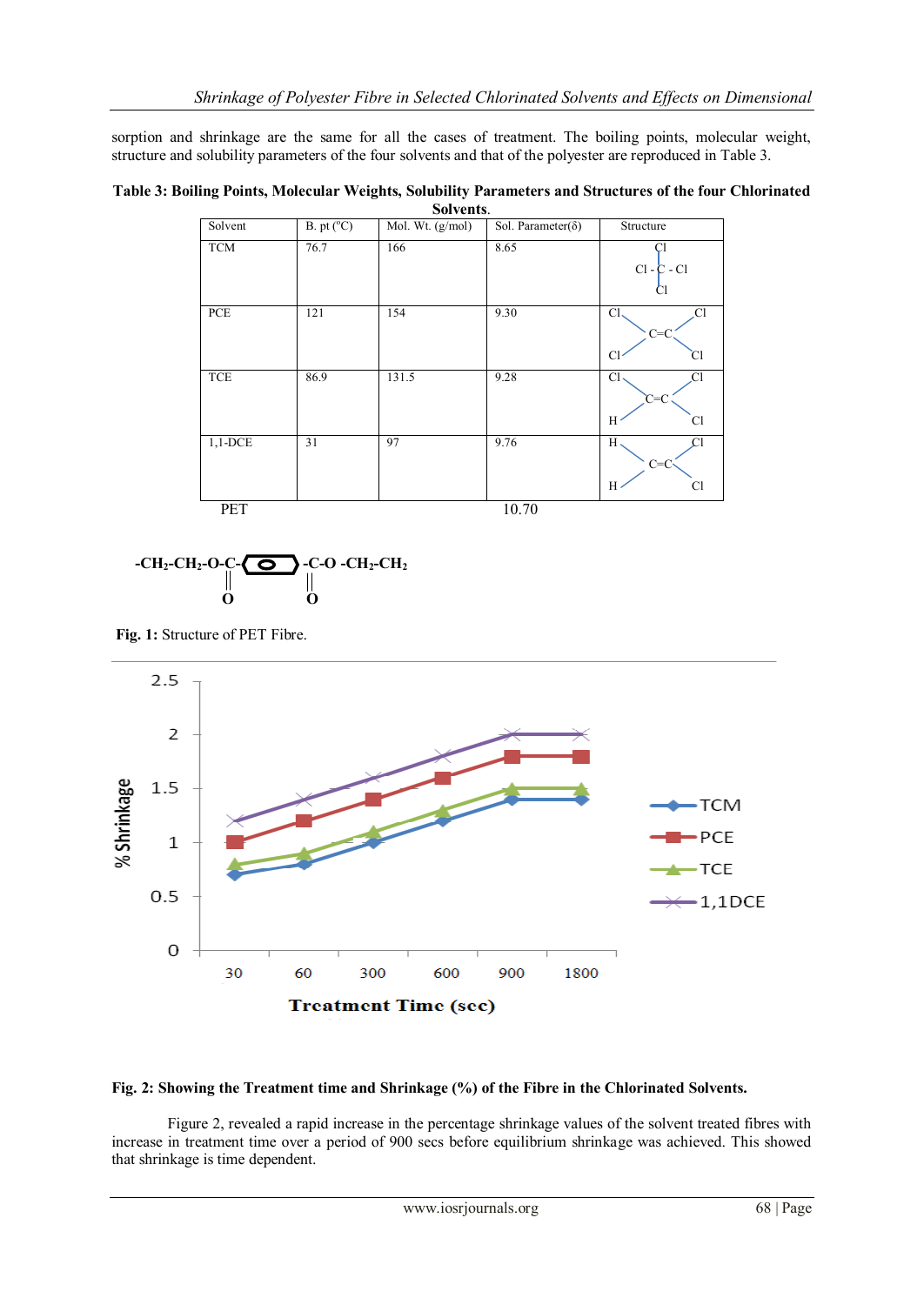sorption and shrinkage are the same for all the cases of treatment. The boiling points, molecular weight, structure and solubility parameters of the four solvents and that of the polyester are reproduced in Table 3.

**Table 3: Boiling Points, Molecular Weights, Solubility Parameters and Structures of the four Chlorinated Solvents.**

| Solvent | B. pt (°C) | Mol. Wt. (g/mol) | Sol. Parameter(δ) | Structure |
|---|---|---|---|---|
| TCM | 76.7 | 166 | 8.65 | $CCl_4$ (Cl - C - Cl with Cl above and below) |
| PCE | 121 | 154 | 9.30 | $Cl_2C=CCl_2$ |
| TCE | 86.9 | 131.5 | 9.28 | $ClHC=CCl_2$ |
| 1,1-DCE | 31 | 97 | 9.76 | $H_2C=CCl_2$ |
| PET | | | 10.70 | |

$-CH_2-CH_2-O-C(=O)-C_6H_4-C(=O)-O-CH_2-CH_2$

**Fig. 1:** Structure of PET Fibre.

**Fig. 2: Showing the Treatment time and Shrinkage (%) of the Fibre in the Chlorinated Solvents.**

Figure 2, revealed a rapid increase in the percentage shrinkage values of the solvent treated fibres with increase in treatment time over a period of 900 secs before equilibrium shrinkage was achieved. This showed that shrinkage is time dependent.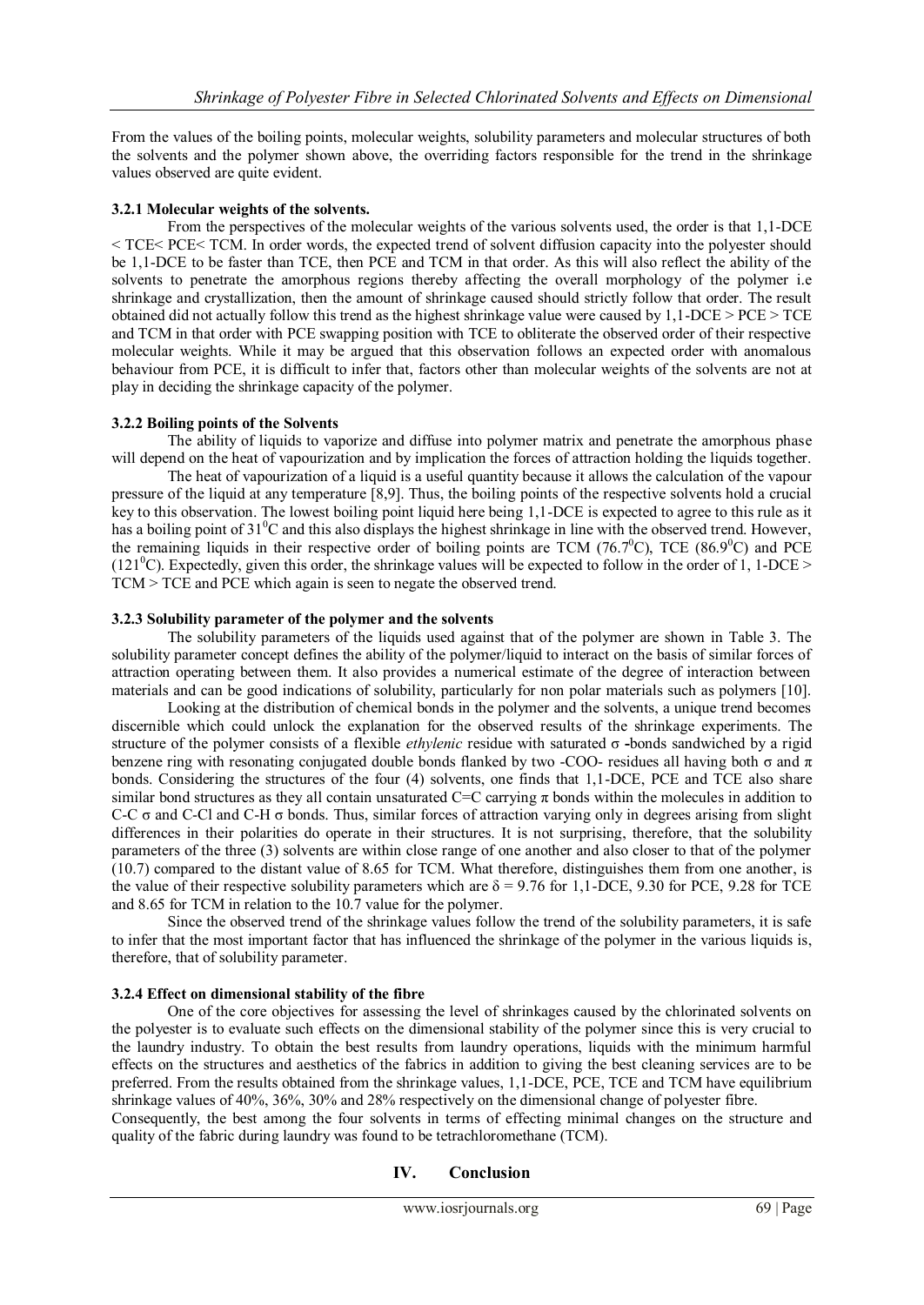From the values of the boiling points, molecular weights, solubility parameters and molecular structures of both the solvents and the polymer shown above, the overriding factors responsible for the trend in the shrinkage values observed are quite evident.

#### 3.2.1 Molecular weights of the solvents.

From the perspectives of the molecular weights of the various solvents used, the order is that 1,1-DCE < TCE< PCE< TCM. In order words, the expected trend of solvent diffusion capacity into the polyester should be 1,1-DCE to be faster than TCE, then PCE and TCM in that order. As this will also reflect the ability of the solvents to penetrate the amorphous regions thereby affecting the overall morphology of the polymer i.e shrinkage and crystallization, then the amount of shrinkage caused should strictly follow that order. The result obtained did not actually follow this trend as the highest shrinkage value were caused by 1,1-DCE > PCE > TCE and TCM in that order with PCE swapping position with TCE to obliterate the observed order of their respective molecular weights. While it may be argued that this observation follows an expected order with anomalous behaviour from PCE, it is difficult to infer that, factors other than molecular weights of the solvents are not at play in deciding the shrinkage capacity of the polymer.

#### 3.2.2 Boiling points of the Solvents

The ability of liquids to vaporize and diffuse into polymer matrix and penetrate the amorphous phase will depend on the heat of vapourization and by implication the forces of attraction holding the liquids together.

The heat of vapourization of a liquid is a useful quantity because it allows the calculation of the vapour pressure of the liquid at any temperature [8,9]. Thus, the boiling points of the respective solvents hold a crucial key to this observation. The lowest boiling point liquid here being 1,1-DCE is expected to agree to this rule as it has a boiling point of $31^0$C and this also displays the highest shrinkage in line with the observed trend. However, the remaining liquids in their respective order of boiling points are TCM ($76.7^0$C), TCE ($86.9^0$C) and PCE ($121^0$C). Expectedly, given this order, the shrinkage values will be expected to follow in the order of 1, 1-DCE > TCM > TCE and PCE which again is seen to negate the observed trend.

#### 3.2.3 Solubility parameter of the polymer and the solvents

The solubility parameters of the liquids used against that of the polymer are shown in Table 3. The solubility parameter concept defines the ability of the polymer/liquid to interact on the basis of similar forces of attraction operating between them. It also provides a numerical estimate of the degree of interaction between materials and can be good indications of solubility, particularly for non polar materials such as polymers [10].

Looking at the distribution of chemical bonds in the polymer and the solvents, a unique trend becomes discernible which could unlock the explanation for the observed results of the shrinkage experiments. The structure of the polymer consists of a flexible *ethylenic* residue with saturated σ -bonds sandwiched by a rigid benzene ring with resonating conjugated double bonds flanked by two -COO- residues all having both σ and π bonds. Considering the structures of the four (4) solvents, one finds that 1,1-DCE, PCE and TCE also share similar bond structures as they all contain unsaturated C=C carrying π bonds within the molecules in addition to C-C σ and C-Cl and C-H σ bonds. Thus, similar forces of attraction varying only in degrees arising from slight differences in their polarities do operate in their structures. It is not surprising, therefore, that the solubility parameters of the three (3) solvents are within close range of one another and also closer to that of the polymer (10.7) compared to the distant value of 8.65 for TCM. What therefore, distinguishes them from one another, is the value of their respective solubility parameters which are $\delta$ = 9.76 for 1,1-DCE, 9.30 for PCE, 9.28 for TCE and 8.65 for TCM in relation to the 10.7 value for the polymer.

Since the observed trend of the shrinkage values follow the trend of the solubility parameters, it is safe to infer that the most important factor that has influenced the shrinkage of the polymer in the various liquids is, therefore, that of solubility parameter.

#### 3.2.4 Effect on dimensional stability of the fibre

One of the core objectives for assessing the level of shrinkages caused by the chlorinated solvents on the polyester is to evaluate such effects on the dimensional stability of the polymer since this is very crucial to the laundry industry. To obtain the best results from laundry operations, liquids with the minimum harmful effects on the structures and aesthetics of the fabrics in addition to giving the best cleaning services are to be preferred. From the results obtained from the shrinkage values, 1,1-DCE, PCE, TCE and TCM have equilibrium shrinkage values of 40%, 36%, 30% and 28% respectively on the dimensional change of polyester fibre.

Consequently, the best among the four solvents in terms of effecting minimal changes on the structure and quality of the fabric during laundry was found to be tetrachloromethane (TCM).

## IV. Conclusion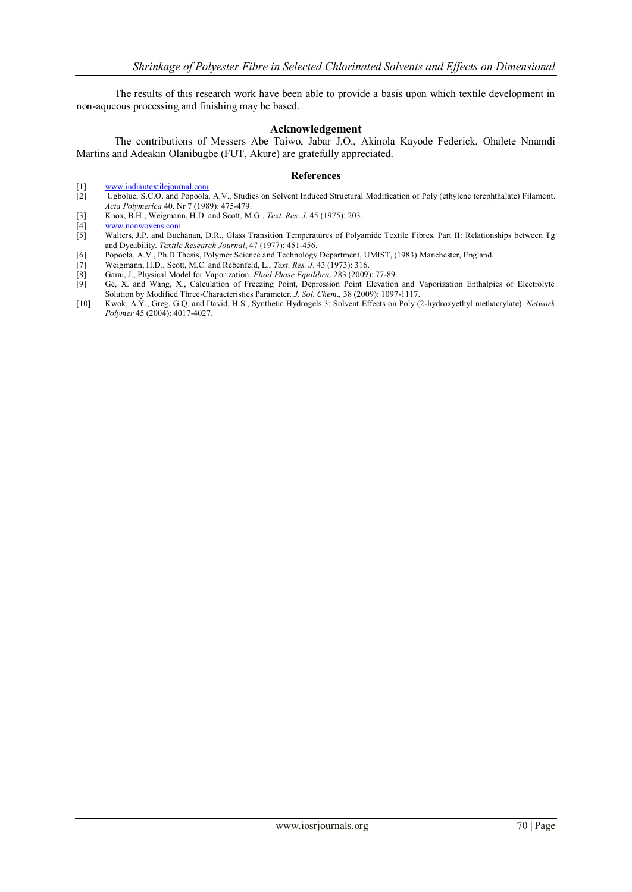The results of this research work have been able to provide a basis upon which textile development in non-aqueous processing and finishing may be based.

## Acknowledgement

The contributions of Messers Abe Taiwo, Jabar J.O., Akinola Kayode Federick, Ohalete Nnamdi Martins and Adeakin Olanibugbe (FUT, Akure) are gratefully appreciated.

## References

[1] www.indiantextilejournal.com

[2] Ugbolue, S.C.O. and Popoola, A.V., Studies on Solvent Induced Structural Modification of Poly (ethylene terephthalate) Filament. *Acta Polymerica* 40. Nr 7 (1989): 475-479.

[3] Knox, B.H., Weigmann, H.D. and Scott, M.G., *Text. Res. J*. 45 (1975): 203.

[4] www.nonwovens.com

[5] Walters, J.P. and Buchanan, D.R., Glass Transition Temperatures of Polyamide Textile Fibres. Part II: Relationships between Tg and Dyeability. *Textile Research Journal*, 47 (1977): 451-456.

[6] Popoola, A.V., Ph.D Thesis, Polymer Science and Technology Department, UMIST, (1983) Manchester, England.

[7] Weigmann, H.D., Scott, M.C. and Rebenfeld, L., *Text. Res. J*. 43 (1973): 316.

[8] Garai, J., Physical Model for Vaporization. *Fluid Phase Equilibra*. 283 (2009): 77-89.

[9] Ge, X. and Wang, X., Calculation of Freezing Point, Depression Point Elevation and Vaporization Enthalpies of Electrolyte Solution by Modified Three-Characteristics Parameter. *J. Sol. Chem*., 38 (2009): 1097-1117.

[10] Kwok, A.Y., Greg, G.Q. and David, H.S., Synthetic Hydrogels 3: Solvent Effects on Poly (2-hydroxyethyl methacrylate). *Network Polymer* 45 (2004): 4017-4027.